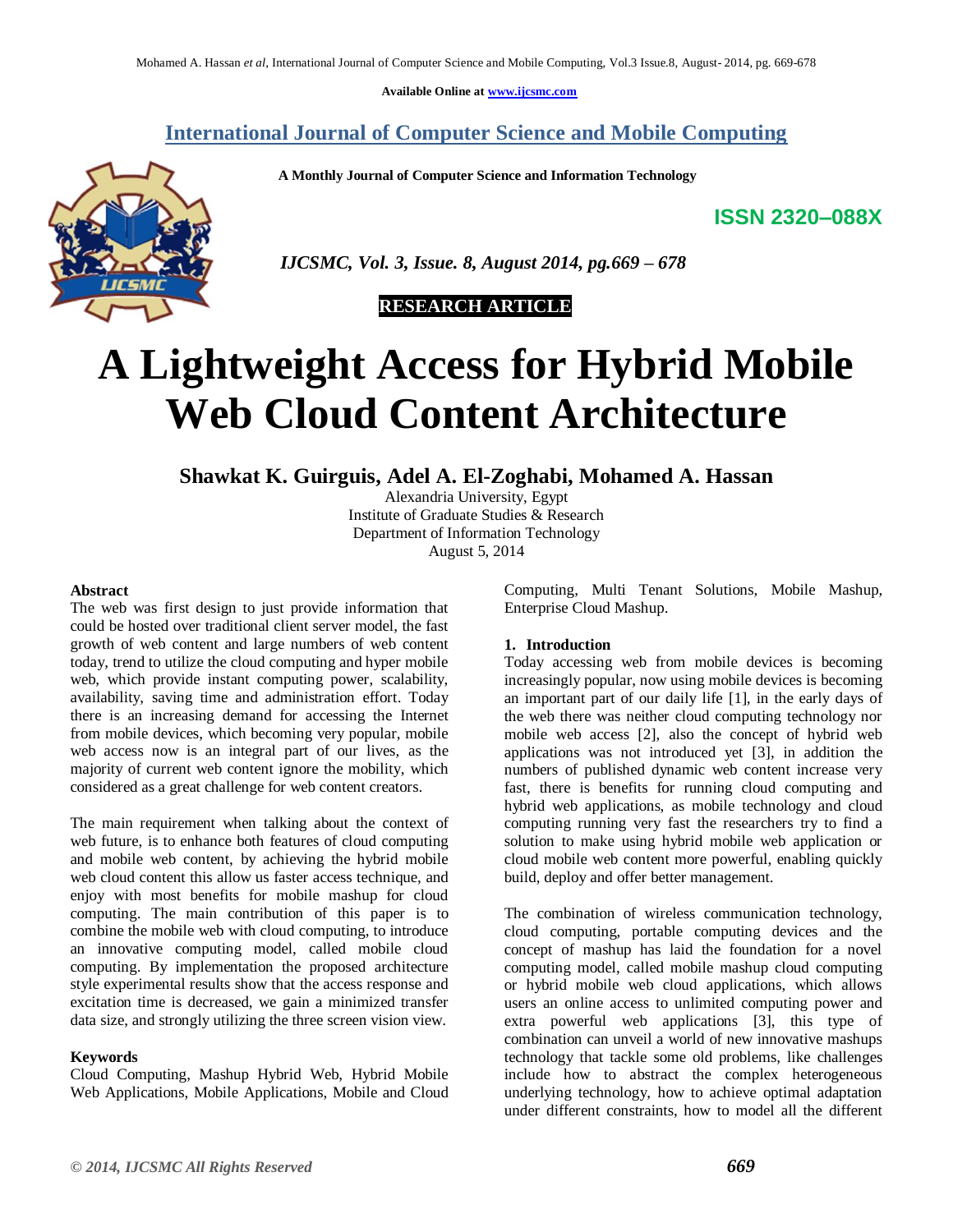Available Online at www.ijcsmc.com

## International Journal of Computer Science and Mobile Computing

**A Monthly Journal of Computer Science and Information Technology**

**ISSN 2320–088X**

*IJCSMC, Vol. 3, Issue. 8, August 2014, pg.669 – 678*

**RESEARCH ARTICLE**

# A Lightweight Access for Hybrid Mobile Web Cloud Content Architecture

**Shawkat K. Guirguis, Adel A. El-Zoghabi, Mohamed A. Hassan**

Alexandria University, Egypt
Institute of Graduate Studies & Research
Department of Information Technology
August 5, 2014

### Abstract

The web was first design to just provide information that could be hosted over traditional client server model, the fast growth of web content and large numbers of web content today, trend to utilize the cloud computing and hyper mobile web, which provide instant computing power, scalability, availability, saving time and administration effort. Today there is an increasing demand for accessing the Internet from mobile devices, which becoming very popular, mobile web access now is an integral part of our lives, as the majority of current web content ignore the mobility, which considered as a great challenge for web content creators.

The main requirement when talking about the context of web future, is to enhance both features of cloud computing and mobile web content, by achieving the hybrid mobile web cloud content this allow us faster access technique, and enjoy with most benefits for mobile mashup for cloud computing. The main contribution of this paper is to combine the mobile web with cloud computing, to introduce an innovative computing model, called mobile cloud computing. By implementation the proposed architecture style experimental results show that the access response and excitation time is decreased, we gain a minimized transfer data size, and strongly utilizing the three screen vision view.

### Keywords

Cloud Computing, Mashup Hybrid Web, Hybrid Mobile Web Applications, Mobile Applications, Mobile and Cloud Computing, Multi Tenant Solutions, Mobile Mashup, Enterprise Cloud Mashup.

## 1. Introduction

Today accessing web from mobile devices is becoming increasingly popular, now using mobile devices is becoming an important part of our daily life [1], in the early days of the web there was neither cloud computing technology nor mobile web access [2], also the concept of hybrid web applications was not introduced yet [3], in addition the numbers of published dynamic web content increase very fast, there is benefits for running cloud computing and hybrid web applications, as mobile technology and cloud computing running very fast the researchers try to find a solution to make using hybrid mobile web application or cloud mobile web content more powerful, enabling quickly build, deploy and offer better management.

The combination of wireless communication technology, cloud computing, portable computing devices and the concept of mashup has laid the foundation for a novel computing model, called mobile mashup cloud computing or hybrid mobile web cloud applications, which allows users an online access to unlimited computing power and extra powerful web applications [3], this type of combination can unveil a world of new innovative mashups technology that tackle some old problems, like challenges include how to abstract the complex heterogeneous underlying technology, how to achieve optimal adaptation under different constraints, how to model all the different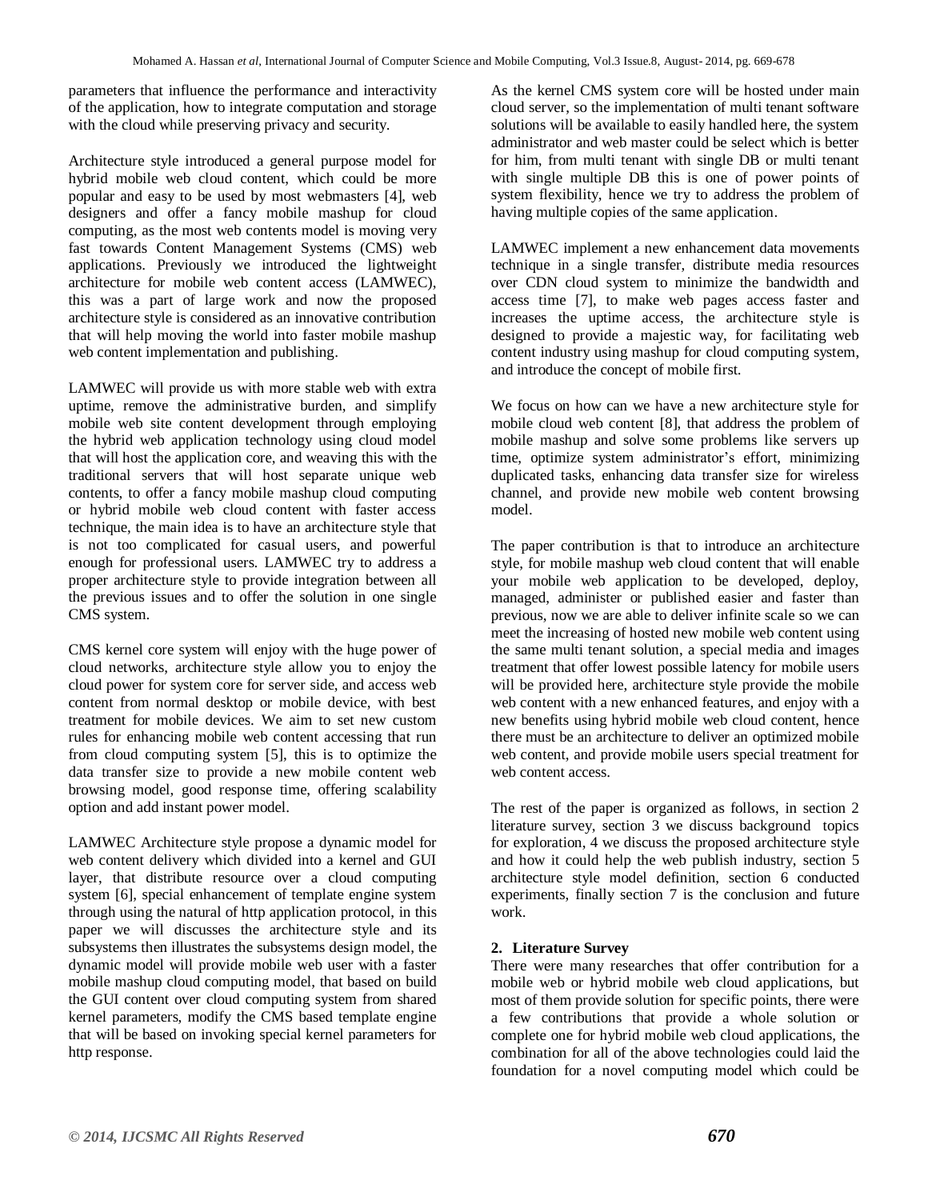parameters that influence the performance and interactivity of the application, how to integrate computation and storage with the cloud while preserving privacy and security.

Architecture style introduced a general purpose model for hybrid mobile web cloud content, which could be more popular and easy to be used by most webmasters [4], web designers and offer a fancy mobile mashup for cloud computing, as the most web contents model is moving very fast towards Content Management Systems (CMS) web applications. Previously we introduced the lightweight architecture for mobile web content access (LAMWEC), this was a part of large work and now the proposed architecture style is considered as an innovative contribution that will help moving the world into faster mobile mashup web content implementation and publishing.

LAMWEC will provide us with more stable web with extra uptime, remove the administrative burden, and simplify mobile web site content development through employing the hybrid web application technology using cloud model that will host the application core, and weaving this with the traditional servers that will host separate unique web contents, to offer a fancy mobile mashup cloud computing or hybrid mobile web cloud content with faster access technique, the main idea is to have an architecture style that is not too complicated for casual users, and powerful enough for professional users. LAMWEC try to address a proper architecture style to provide integration between all the previous issues and to offer the solution in one single CMS system.

CMS kernel core system will enjoy with the huge power of cloud networks, architecture style allow you to enjoy the cloud power for system core for server side, and access web content from normal desktop or mobile device, with best treatment for mobile devices. We aim to set new custom rules for enhancing mobile web content accessing that run from cloud computing system [5], this is to optimize the data transfer size to provide a new mobile content web browsing model, good response time, offering scalability option and add instant power model.

LAMWEC Architecture style propose a dynamic model for web content delivery which divided into a kernel and GUI layer, that distribute resource over a cloud computing system [6], special enhancement of template engine system through using the natural of http application protocol, in this paper we will discusses the architecture style and its subsystems then illustrates the subsystems design model, the dynamic model will provide mobile web user with a faster mobile mashup cloud computing model, that based on build the GUI content over cloud computing system from shared kernel parameters, modify the CMS based template engine that will be based on invoking special kernel parameters for http response.

As the kernel CMS system core will be hosted under main cloud server, so the implementation of multi tenant software solutions will be available to easily handled here, the system administrator and web master could be select which is better for him, from multi tenant with single DB or multi tenant with single multiple DB this is one of power points of system flexibility, hence we try to address the problem of having multiple copies of the same application.

LAMWEC implement a new enhancement data movements technique in a single transfer, distribute media resources over CDN cloud system to minimize the bandwidth and access time [7], to make web pages access faster and increases the uptime access, the architecture style is designed to provide a majestic way, for facilitating web content industry using mashup for cloud computing system, and introduce the concept of mobile first.

We focus on how can we have a new architecture style for mobile cloud web content [8], that address the problem of mobile mashup and solve some problems like servers up time, optimize system administrator's effort, minimizing duplicated tasks, enhancing data transfer size for wireless channel, and provide new mobile web content browsing model.

The paper contribution is that to introduce an architecture style, for mobile mashup web cloud content that will enable your mobile web application to be developed, deploy, managed, administer or published easier and faster than previous, now we are able to deliver infinite scale so we can meet the increasing of hosted new mobile web content using the same multi tenant solution, a special media and images treatment that offer lowest possible latency for mobile users will be provided here, architecture style provide the mobile web content with a new enhanced features, and enjoy with a new benefits using hybrid mobile web cloud content, hence there must be an architecture to deliver an optimized mobile web content, and provide mobile users special treatment for web content access.

The rest of the paper is organized as follows, in section 2 literature survey, section 3 we discuss background topics for exploration, 4 we discuss the proposed architecture style and how it could help the web publish industry, section 5 architecture style model definition, section 6 conducted experiments, finally section 7 is the conclusion and future work.

## 2. Literature Survey

There were many researches that offer contribution for a mobile web or hybrid mobile web cloud applications, but most of them provide solution for specific points, there were a few contributions that provide a whole solution or complete one for hybrid mobile web cloud applications, the combination for all of the above technologies could laid the foundation for a novel computing model which could be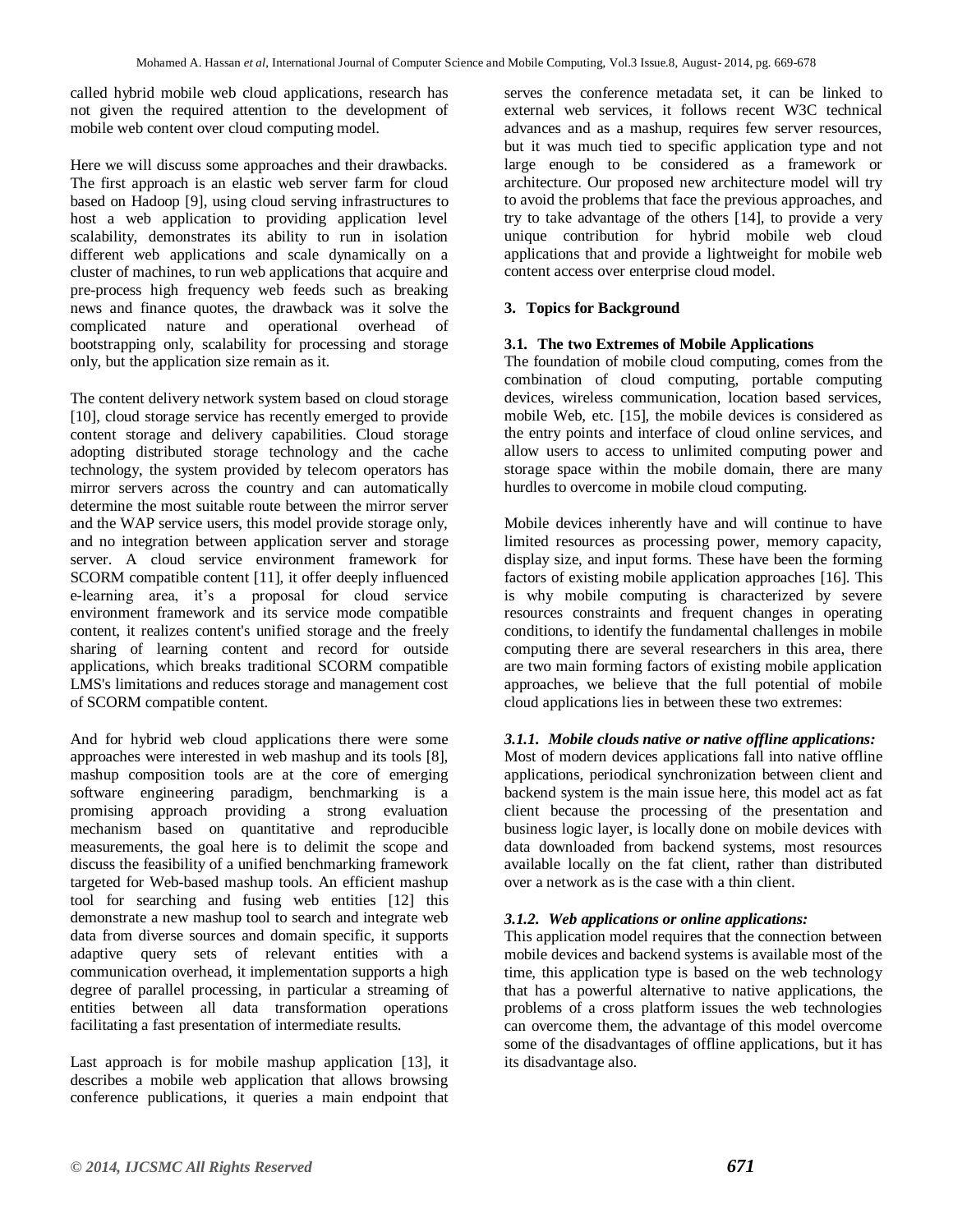called hybrid mobile web cloud applications, research has not given the required attention to the development of mobile web content over cloud computing model.

Here we will discuss some approaches and their drawbacks. The first approach is an elastic web server farm for cloud based on Hadoop [9], using cloud serving infrastructures to host a web application to providing application level scalability, demonstrates its ability to run in isolation different web applications and scale dynamically on a cluster of machines, to run web applications that acquire and pre-process high frequency web feeds such as breaking news and finance quotes, the drawback was it solve the complicated nature and operational overhead of bootstrapping only, scalability for processing and storage only, but the application size remain as it.

The content delivery network system based on cloud storage [10], cloud storage service has recently emerged to provide content storage and delivery capabilities. Cloud storage adopting distributed storage technology and the cache technology, the system provided by telecom operators has mirror servers across the country and can automatically determine the most suitable route between the mirror server and the WAP service users, this model provide storage only, and no integration between application server and storage server. A cloud service environment framework for SCORM compatible content [11], it offer deeply influenced e-learning area, it's a proposal for cloud service environment framework and its service mode compatible content, it realizes content's unified storage and the freely sharing of learning content and record for outside applications, which breaks traditional SCORM compatible LMS's limitations and reduces storage and management cost of SCORM compatible content.

And for hybrid web cloud applications there were some approaches were interested in web mashup and its tools [8], mashup composition tools are at the core of emerging software engineering paradigm, benchmarking is a promising approach providing a strong evaluation mechanism based on quantitative and reproducible measurements, the goal here is to delimit the scope and discuss the feasibility of a unified benchmarking framework targeted for Web-based mashup tools. An efficient mashup tool for searching and fusing web entities [12] this demonstrate a new mashup tool to search and integrate web data from diverse sources and domain specific, it supports adaptive query sets of relevant entities with a communication overhead, it implementation supports a high degree of parallel processing, in particular a streaming of entities between all data transformation operations facilitating a fast presentation of intermediate results.

Last approach is for mobile mashup application [13], it describes a mobile web application that allows browsing conference publications, it queries a main endpoint that serves the conference metadata set, it can be linked to external web services, it follows recent W3C technical advances and as a mashup, requires few server resources, but it was much tied to specific application type and not large enough to be considered as a framework or architecture. Our proposed new architecture model will try to avoid the problems that face the previous approaches, and try to take advantage of the others [14], to provide a very unique contribution for hybrid mobile web cloud applications that and provide a lightweight for mobile web content access over enterprise cloud model.

## 3. Topics for Background

### 3.1. The two Extremes of Mobile Applications

The foundation of mobile cloud computing, comes from the combination of cloud computing, portable computing devices, wireless communication, location based services, mobile Web, etc. [15], the mobile devices is considered as the entry points and interface of cloud online services, and allow users to access to unlimited computing power and storage space within the mobile domain, there are many hurdles to overcome in mobile cloud computing.

Mobile devices inherently have and will continue to have limited resources as processing power, memory capacity, display size, and input forms. These have been the forming factors of existing mobile application approaches [16]. This is why mobile computing is characterized by severe resources constraints and frequent changes in operating conditions, to identify the fundamental challenges in mobile computing there are several researchers in this area, there are two main forming factors of existing mobile application approaches, we believe that the full potential of mobile cloud applications lies in between these two extremes:

#### *3.1.1. Mobile clouds native or native offline applications:*

Most of modern devices applications fall into native offline applications, periodical synchronization between client and backend system is the main issue here, this model act as fat client because the processing of the presentation and business logic layer, is locally done on mobile devices with data downloaded from backend systems, most resources available locally on the fat client, rather than distributed over a network as is the case with a thin client.

#### *3.1.2. Web applications or online applications:*

This application model requires that the connection between mobile devices and backend systems is available most of the time, this application type is based on the web technology that has a powerful alternative to native applications, the problems of a cross platform issues the web technologies can overcome them, the advantage of this model overcome some of the disadvantages of offline applications, but it has its disadvantage also.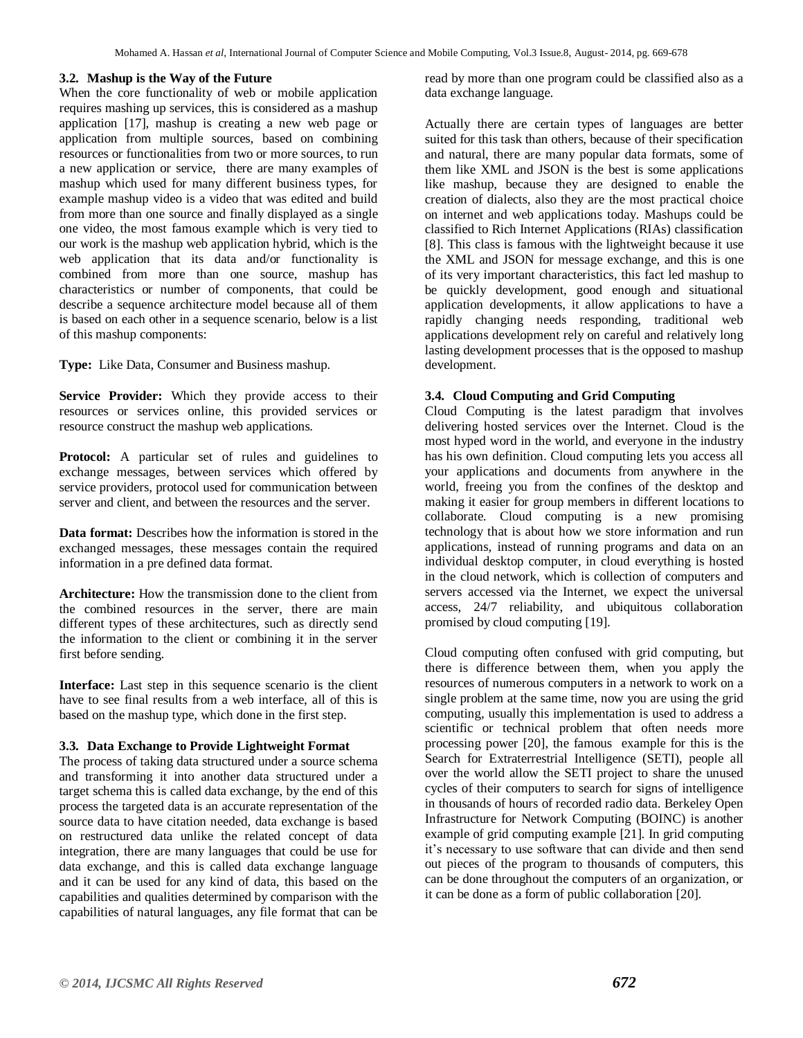### 3.2. Mashup is the Way of the Future

When the core functionality of web or mobile application requires mashing up services, this is considered as a mashup application [17], mashup is creating a new web page or application from multiple sources, based on combining resources or functionalities from two or more sources, to run a new application or service, there are many examples of mashup which used for many different business types, for example mashup video is a video that was edited and build from more than one source and finally displayed as a single one video, the most famous example which is very tied to our work is the mashup web application hybrid, which is the web application that its data and/or functionality is combined from more than one source, mashup has characteristics or number of components, that could be describe a sequence architecture model because all of them is based on each other in a sequence scenario, below is a list of this mashup components:

**Type:** Like Data, Consumer and Business mashup.

**Service Provider:** Which they provide access to their resources or services online, this provided services or resource construct the mashup web applications.

**Protocol:** A particular set of rules and guidelines to exchange messages, between services which offered by service providers, protocol used for communication between server and client, and between the resources and the server.

**Data format:** Describes how the information is stored in the exchanged messages, these messages contain the required information in a pre defined data format.

**Architecture:** How the transmission done to the client from the combined resources in the server, there are main different types of these architectures, such as directly send the information to the client or combining it in the server first before sending.

**Interface:** Last step in this sequence scenario is the client have to see final results from a web interface, all of this is based on the mashup type, which done in the first step.

### 3.3. Data Exchange to Provide Lightweight Format

The process of taking data structured under a source schema and transforming it into another data structured under a target schema this is called data exchange, by the end of this process the targeted data is an accurate representation of the source data to have citation needed, data exchange is based on restructured data unlike the related concept of data integration, there are many languages that could be use for data exchange, and this is called data exchange language and it can be used for any kind of data, this based on the capabilities and qualities determined by comparison with the capabilities of natural languages, any file format that can be read by more than one program could be classified also as a data exchange language.

Actually there are certain types of languages are better suited for this task than others, because of their specification and natural, there are many popular data formats, some of them like XML and JSON is the best is some applications like mashup, because they are designed to enable the creation of dialects, also they are the most practical choice on internet and web applications today. Mashups could be classified to Rich Internet Applications (RIAs) classification [8]. This class is famous with the lightweight because it use the XML and JSON for message exchange, and this is one of its very important characteristics, this fact led mashup to be quickly development, good enough and situational application developments, it allow applications to have a rapidly changing needs responding, traditional web applications development rely on careful and relatively long lasting development processes that is the opposed to mashup development.

### 3.4. Cloud Computing and Grid Computing

Cloud Computing is the latest paradigm that involves delivering hosted services over the Internet. Cloud is the most hyped word in the world, and everyone in the industry has his own definition. Cloud computing lets you access all your applications and documents from anywhere in the world, freeing you from the confines of the desktop and making it easier for group members in different locations to collaborate. Cloud computing is a new promising technology that is about how we store information and run applications, instead of running programs and data on an individual desktop computer, in cloud everything is hosted in the cloud network, which is collection of computers and servers accessed via the Internet, we expect the universal access, 24/7 reliability, and ubiquitous collaboration promised by cloud computing [19].

Cloud computing often confused with grid computing, but there is difference between them, when you apply the resources of numerous computers in a network to work on a single problem at the same time, now you are using the grid computing, usually this implementation is used to address a scientific or technical problem that often needs more processing power [20], the famous example for this is the Search for Extraterrestrial Intelligence (SETI), people all over the world allow the SETI project to share the unused cycles of their computers to search for signs of intelligence in thousands of hours of recorded radio data. Berkeley Open Infrastructure for Network Computing (BOINC) is another example of grid computing example [21]. In grid computing it's necessary to use software that can divide and then send out pieces of the program to thousands of computers, this can be done throughout the computers of an organization, or it can be done as a form of public collaboration [20].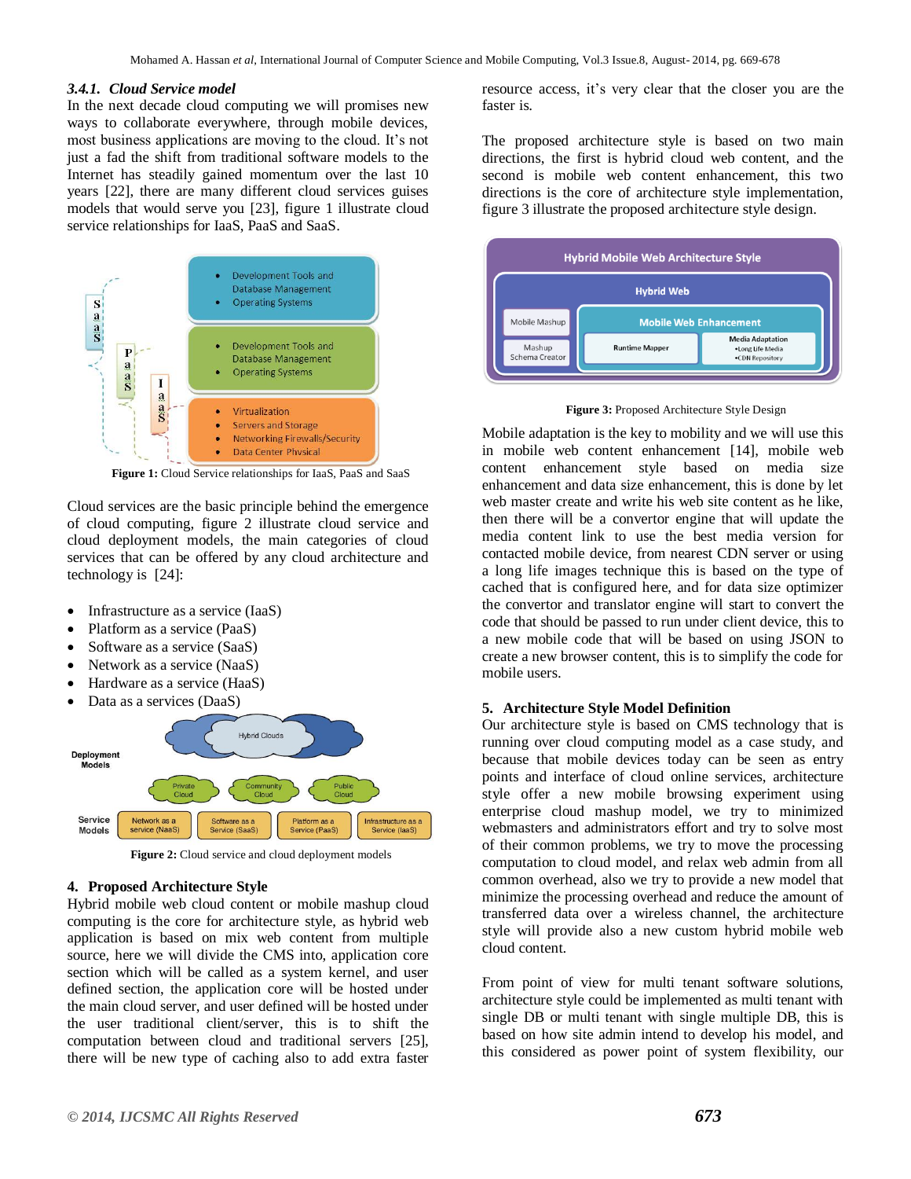### 3.4.1. *Cloud Service model*

In the next decade cloud computing we will promises new ways to collaborate everywhere, through mobile devices, most business applications are moving to the cloud. It's not just a fad the shift from traditional software models to the Internet has steadily gained momentum over the last 10 years [22], there are many different cloud services guises models that would serve you [23], figure 1 illustrate cloud service relationships for IaaS, PaaS and SaaS.

**Figure 1:** Cloud Service relationships for IaaS, PaaS and SaaS

Cloud services are the basic principle behind the emergence of cloud computing, figure 2 illustrate cloud service and cloud deployment models, the main categories of cloud services that can be offered by any cloud architecture and technology is [24]:

- Infrastructure as a service (IaaS)
- Platform as a service (PaaS)
- Software as a service (SaaS)
- Network as a service (NaaS)
- Hardware as a service (HaaS)
- Data as a services (DaaS)

**Figure 2:** Cloud service and cloud deployment models

## 4. Proposed Architecture Style

Hybrid mobile web cloud content or mobile mashup cloud computing is the core for architecture style, as hybrid web application is based on mix web content from multiple source, here we will divide the CMS into, application core section which will be called as a system kernel, and user defined section, the application core will be hosted under the main cloud server, and user defined will be hosted under the user traditional client/server, this is to shift the computation between cloud and traditional servers [25], there will be new type of caching also to add extra faster resource access, it's very clear that the closer you are the faster is.

The proposed architecture style is based on two main directions, the first is hybrid cloud web content, and the second is mobile web content enhancement, this two directions is the core of architecture style implementation, figure 3 illustrate the proposed architecture style design.

**Figure 3:** Proposed Architecture Style Design

Mobile adaptation is the key to mobility and we will use this in mobile web content enhancement [14], mobile web content enhancement style based on media size enhancement and data size enhancement, this is done by let web master create and write his web site content as he like, then there will be a convertor engine that will update the media content link to use the best media version for contacted mobile device, from nearest CDN server or using a long life images technique this is based on the type of cached that is configured here, and for data size optimizer the convertor and translator engine will start to convert the code that should be passed to run under client device, this to a new mobile code that will be based on using JSON to create a new browser content, this is to simplify the code for mobile users.

## 5. Architecture Style Model Definition

Our architecture style is based on CMS technology that is running over cloud computing model as a case study, and because that mobile devices today can be seen as entry points and interface of cloud online services, architecture style offer a new mobile browsing experiment using enterprise cloud mashup model, we try to minimized webmasters and administrators effort and try to solve most of their common problems, we try to move the processing computation to cloud model, and relax web admin from all common overhead, also we try to provide a new model that minimize the processing overhead and reduce the amount of transferred data over a wireless channel, the architecture style will provide also a new custom hybrid mobile web cloud content.

From point of view for multi tenant software solutions, architecture style could be implemented as multi tenant with single DB or multi tenant with single multiple DB, this is based on how site admin intend to develop his model, and this considered as power point of system flexibility, our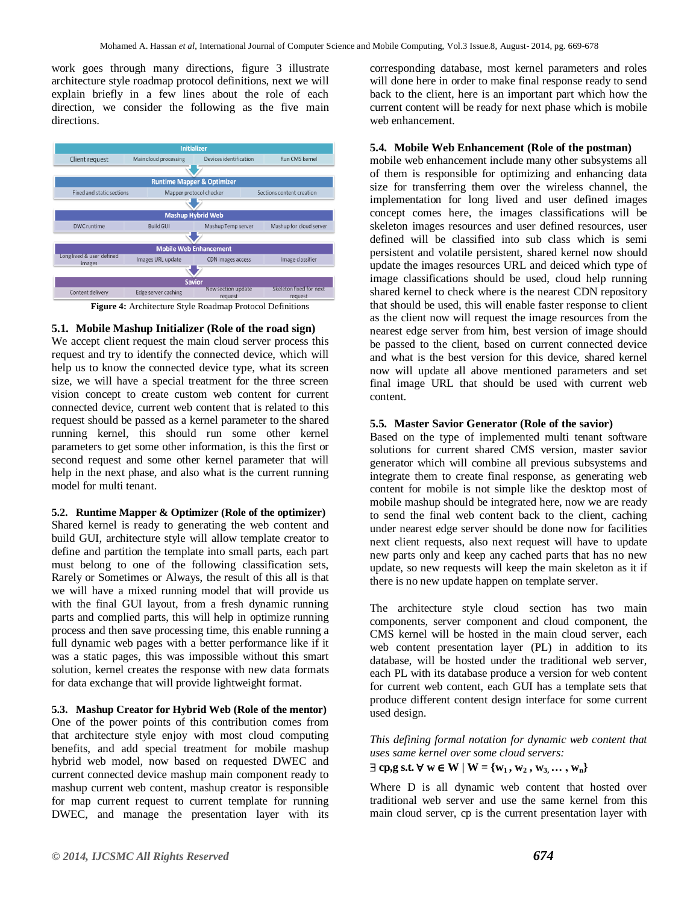work goes through many directions, figure 3 illustrate architecture style roadmap protocol definitions, next we will explain briefly in a few lines about the role of each direction, we consider the following as the five main directions.

| Initializer | | | |
|---|---|---|---|
| Client request | Main cloud processing | Devices identification | Run CMS kernel |
| **Runtime Mapper & Optimizer** | | | |
| Fixed and static sections | Mapper protocol checker | Sections content creation | |
| **Mashup Hybrid Web** | | | |
| DWC runtime | Build GUI | Mashup Temp server | Mashup for cloud server |
| **Mobile Web Enhancement** | | | |
| Long lived & user defined images | Images URL update | CDN images access | Image classifier |
| **Savior** | | | |
| Content delivery | Edge server caching | New section update request | Skeleton fixed for next request |

**Figure 4:** Architecture Style Roadmap Protocol Definitions

### 5.1. Mobile Mashup Initializer (Role of the road sign)

We accept client request the main cloud server process this request and try to identify the connected device, which will help us to know the connected device type, what its screen size, we will have a special treatment for the three screen vision concept to create custom web content for current connected device, current web content that is related to this request should be passed as a kernel parameter to the shared running kernel, this should run some other kernel parameters to get some other information, is this the first or second request and some other kernel parameter that will help in the next phase, and also what is the current running model for multi tenant.

### 5.2. Runtime Mapper & Optimizer (Role of the optimizer)

Shared kernel is ready to generating the web content and build GUI, architecture style will allow template creator to define and partition the template into small parts, each part must belong to one of the following classification sets, Rarely or Sometimes or Always, the result of this all is that we will have a mixed running model that will provide us with the final GUI layout, from a fresh dynamic running parts and complied parts, this will help in optimize running process and then save processing time, this enable running a full dynamic web pages with a better performance like if it was a static pages, this was impossible without this smart solution, kernel creates the response with new data formats for data exchange that will provide lightweight format.

### 5.3. Mashup Creator for Hybrid Web (Role of the mentor)

One of the power points of this contribution comes from that architecture style enjoy with most cloud computing benefits, and add special treatment for mobile mashup hybrid web model, now based on requested DWEC and current connected device mashup main component ready to mashup current web content, mashup creator is responsible for map current request to current template for running DWEC, and manage the presentation layer with its corresponding database, most kernel parameters and roles will done here in order to make final response ready to send back to the client, here is an important part which how the current content will be ready for next phase which is mobile web enhancement.

### 5.4. Mobile Web Enhancement (Role of the postman)

mobile web enhancement include many other subsystems all of them is responsible for optimizing and enhancing data size for transferring them over the wireless channel, the implementation for long lived and user defined images concept comes here, the images classifications will be skeleton images resources and user defined resources, user defined will be classified into sub class which is semi persistent and volatile persistent, shared kernel now should update the images resources URL and deiced which type of image classifications should be used, cloud help running shared kernel to check where is the nearest CDN repository that should be used, this will enable faster response to client as the client now will request the image resources from the nearest edge server from him, best version of image should be passed to the client, based on current connected device and what is the best version for this device, shared kernel now will update all above mentioned parameters and set final image URL that should be used with current web content.

### 5.5. Master Savior Generator (Role of the savior)

Based on the type of implemented multi tenant software solutions for current shared CMS version, master savior generator which will combine all previous subsystems and integrate them to create final response, as generating web content for mobile is not simple like the desktop most of mobile mashup should be integrated here, now we are ready to send the final web content back to the client, caching under nearest edge server should be done now for facilities next client requests, also next request will have to update new parts only and keep any cached parts that has no new update, so new requests will keep the main skeleton as it if there is no new update happen on template server.

The architecture style cloud section has two main components, server component and cloud component, the CMS kernel will be hosted in the main cloud server, each web content presentation layer (PL) in addition to its database, will be hosted under the traditional web server, each PL with its database produce a version for web content for current web content, each GUI has a template sets that produce different content design interface for some current used design.

*This defining formal notation for dynamic web content that uses same kernel over some cloud servers:*

$$\exists \; cp,g \text{ s.t. } \forall \; w \in W \mid W = \{w_1, w_2, w_3, \ldots, w_n\}$$

Where D is all dynamic web content that hosted over traditional web server and use the same kernel from this main cloud server, cp is the current presentation layer with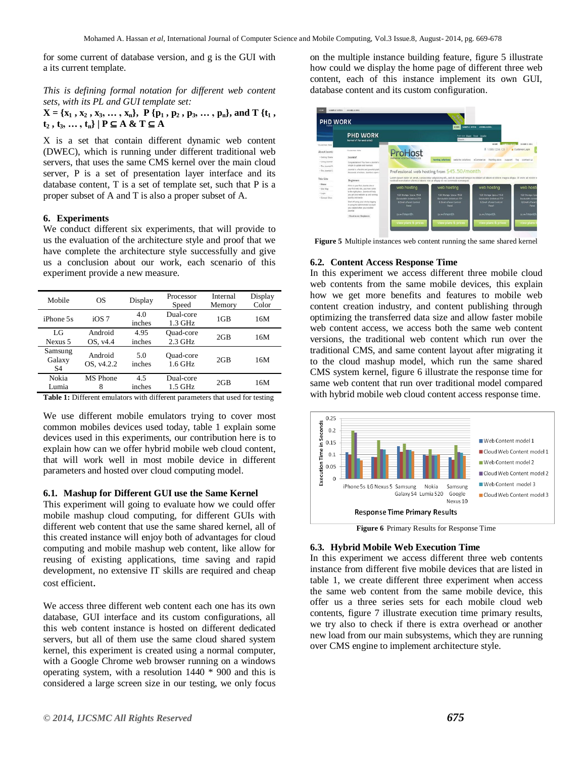for some current of database version, and g is the GUI with a its current template.

*This is defining formal notation for different web content sets, with its PL and GUI template set:*

**$X = \{x_1, x_2, x_3, \dots, x_n\}$, $P\{p_1, p_2, p_3, \dots, p_n\}$, and $T\{t_1, t_2, t_3, \dots, t_n\} \mid P \subseteq A \; \& \; T \subseteq A$**

X is a set that contain different dynamic web content (DWEC), which is running under different traditional web servers, that uses the same CMS kernel over the main cloud server, P is a set of presentation layer interface and its database content, T is a set of template set, such that P is a proper subset of A and T is also a proper subset of A.

## 6. Experiments

We conduct different six experiments, that will provide to us the evaluation of the architecture style and proof that we have complete the architecture style successfully and give us a conclusion about our work, each scenario of this experiment provide a new measure.

| Mobile | OS | Display | Processor Speed | Internal Memory | Display Color |
|---|---|---|---|---|---|
| iPhone 5s | iOS 7 | 4.0 inches | Dual-core 1.3 GHz | 1GB | 16M |
| LG Nexus 5 | Android OS, v4.4 | 4.95 inches | Quad-core 2.3 GHz | 2GB | 16M |
| Samsung Galaxy S4 | Android OS, v4.2.2 | 5.0 inches | Quad-core 1.6 GHz | 2GB | 16M |
| Nokia Lumia | MS Phone 8 | 4.5 inches | Dual-core 1.5 GHz | 2GB | 16M |

**Table 1:** Different emulators with different parameters that used for testing

We use different mobile emulators trying to cover most common mobiles devices used today, table 1 explain some devices used in this experiments, our contribution here is to explain how can we offer hybrid mobile web cloud content, that will work well in most mobile device in different parameters and hosted over cloud computing model.

### 6.1. Mashup for Different GUI use the Same Kernel

This experiment will going to evaluate how we could offer mobile mashup cloud computing, for different GUIs with different web content that use the same shared kernel, all of this created instance will enjoy both of advantages for cloud computing and mobile mashup web content, like allow for reusing of existing applications, time saving and rapid development, no extensive IT skills are required and cheap cost efficient.

We access three different web content each one has its own database, GUI interface and its custom configurations, all this web content instance is hosted on different dedicated servers, but all of them use the same cloud shared system kernel, this experiment is created using a normal computer, with a Google Chrome web browser running on a windows operating system, with a resolution 1440 * 900 and this is considered a large screen size in our testing, we only focus on the multiple instance building feature, figure 5 illustrate how could we display the home page of different three web content, each of this instance implement its own GUI, database content and its custom configuration.

**Figure 5** Multiple instances web content running the same shared kernel

### 6.2. Content Access Response Time

In this experiment we access different three mobile cloud web contents from the same mobile devices, this explain how we get more benefits and features to mobile web content creation industry, and content publishing through optimizing the transferred data size and allow faster mobile web content access, we access both the same web content versions, the traditional web content which run over the traditional CMS, and same content layout after migrating it to the cloud mashup model, which run the same shared CMS system kernel, figure 6 illustrate the response time for same web content that run over traditional model compared with hybrid mobile web cloud content access response time.

**Figure 6** Primary Results for Response Time

### 6.3. Hybrid Mobile Web Execution Time

In this experiment we access different three web contents instance from different five mobile devices that are listed in table 1, we create different three experiment when access the same web content from the same mobile device, this offer us a three series sets for each mobile cloud web contents, figure 7 illustrate execution time primary results, we try also to check if there is extra overhead or another new load from our main subsystems, which they are running over CMS engine to implement architecture style.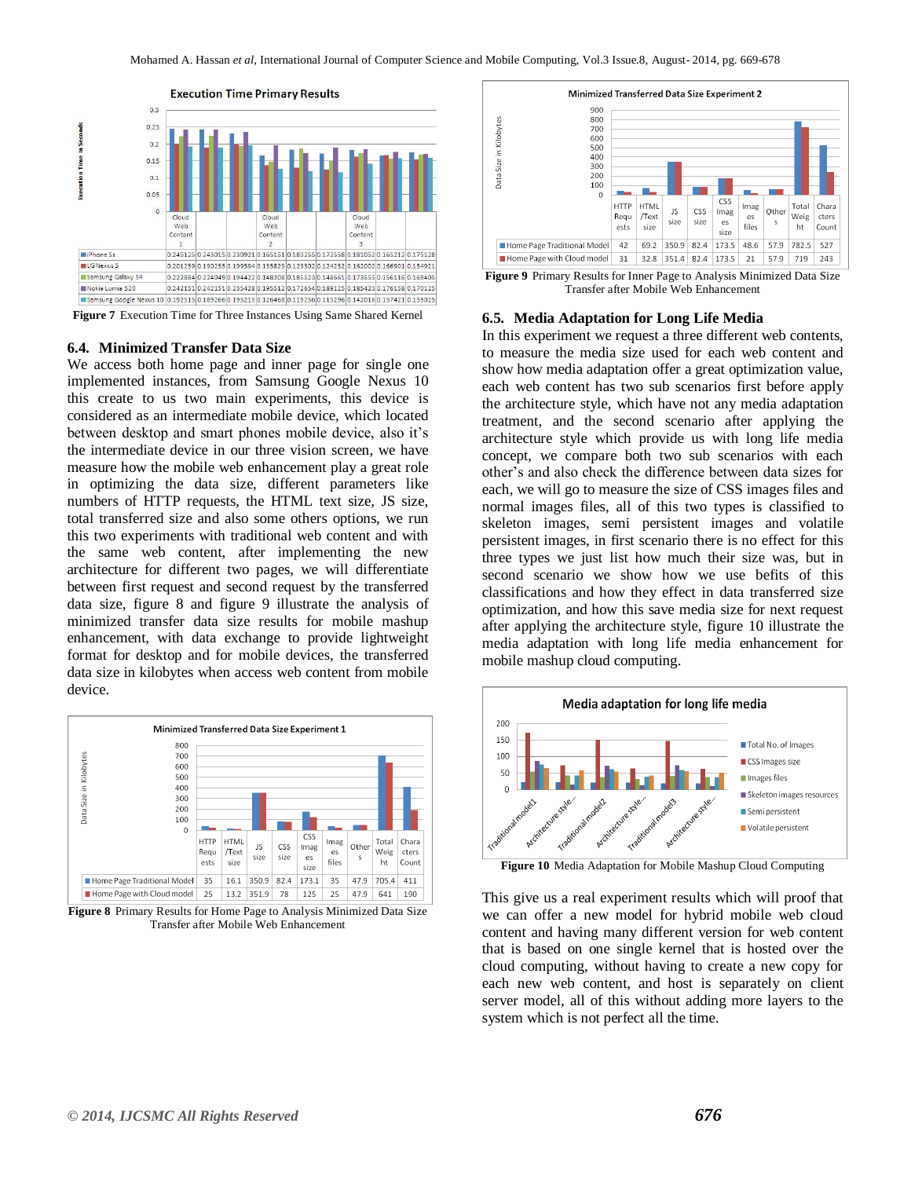**Execution Time Primary Results**

| | | Cloud Web Content 1 | | | Cloud Web Content 2 | | | Cloud Web Content 3 | |
|---|---|---|---|---|---|---|---|---|---|
| iPhone 5s | 0.245125 | 0.243015 | 0.230921 | 0.165151 | 0.183255 | 0.172558 | 0.181052 | 0.165212 | 0.175128 |
| LG Nexus 5 | 0.201259 | 0.190255 | 0.199594 | 0.135829 | 0.129502 | 0.124252 | 0.162002 | 0.166901 | 0.154921 |
| Samsung Galaxy S4 | 0.222884 | 0.224049 | 0.194422 | 0.148308 | 0.185523 | 0.148661 | 0.173555 | 0.156116 | 0.169405 |
| Nokia Lumia 520 | 0.242151 | 0.242151 | 0.235428 | 0.195512 | 0.172654 | 0.189125 | 0.185423 | 0.176158 | 0.170125 |
| Samsung Google Nexus 10 | 0.192515 | 0.189266 | 0.195213 | 0.126468 | 0.119256 | 0.115296 | 0.142016 | 0.157421 | 0.159025 |

**Figure 7** Execution Time for Three Instances Using Same Shared Kernel

### 6.4. Minimized Transfer Data Size

We access both home page and inner page for single one implemented instances, from Samsung Google Nexus 10 this create to us two main experiments, this device is considered as an intermediate mobile device, which located between desktop and smart phones mobile device, also it's the intermediate device in our three vision screen, we have measure how the mobile web enhancement play a great role in optimizing the data size, different parameters like numbers of HTTP requests, the HTML text size, JS size, total transferred size and also some others options, we run this two experiments with traditional web content and with the same web content, after implementing the new architecture for different two pages, we will differentiate between first request and second request by the transferred data size, figure 8 and figure 9 illustrate the analysis of minimized transfer data size results for mobile mashup enhancement, with data exchange to provide lightweight format for desktop and for mobile devices, the transferred data size in kilobytes when access web content from mobile device.

**Minimized Transferred Data Size Experiment 1** (Data Size in Kilobytes)

| | HTTP Requests | HTML /Text size | JS size | CSS size | CSS Images size | Images files | Others | Total Weight | Characters Count |
|---|---|---|---|---|---|---|---|---|---|
| Home Page Traditional Model | 35 | 16.1 | 350.9 | 82.4 | 173.1 | 35 | 47.9 | 705.4 | 411 |
| Home Page with Cloud model | 25 | 13.2 | 351.9 | 78 | 125 | 25 | 47.9 | 641 | 190 |

**Figure 8** Primary Results for Home Page to Analysis Minimized Data Size Transfer after Mobile Web Enhancement

**Minimized Transferred Data Size Experiment 2** (Data Size in Kilobytes)

| | HTTP Requests | HTML /Text size | JS size | CSS size | CSS Images size | Images files | Others | Total Weight | Characters Count |
|---|---|---|---|---|---|---|---|---|---|
| Home Page Traditional Model | 42 | 69.2 | 350.9 | 82.4 | 173.5 | 48.6 | 57.9 | 782.5 | 527 |
| Home Page with Cloud model | 31 | 32.8 | 351.4 | 82.4 | 173.5 | 21 | 57.9 | 719 | 243 |

**Figure 9** Primary Results for Inner Page to Analysis Minimized Data Size Transfer after Mobile Web Enhancement

### 6.5. Media Adaptation for Long Life Media

In this experiment we request a three different web contents, to measure the media size used for each web content and show how media adaptation offer a great optimization value, each web content has two sub scenarios first before apply the architecture style, which have not any media adaptation treatment, and the second scenario after applying the architecture style which provide us with long life media concept, we compare both two sub scenarios with each other's and also check the difference between data sizes for each, we will go to measure the size of CSS images files and normal images files, all of this two types is classified to skeleton images, semi persistent images and volatile persistent images, in first scenario there is no effect for this three types we just list how much their size was, but in second scenario we show how we use befits of this classifications and how they effect in data transferred size optimization, and how this save media size for next request after applying the architecture style, figure 10 illustrate the media adaptation with long life media enhancement for mobile mashup cloud computing.

**Media adaptation for long life media**

**Figure 10** Media Adaptation for Mobile Mashup Cloud Computing

This give us a real experiment results which will proof that we can offer a new model for hybrid mobile web cloud content and having many different version for web content that is based on one single kernel that is hosted over the cloud computing, without having to create a new copy for each new web content, and host is separately on client server model, all of this without adding more layers to the system which is not perfect all the time.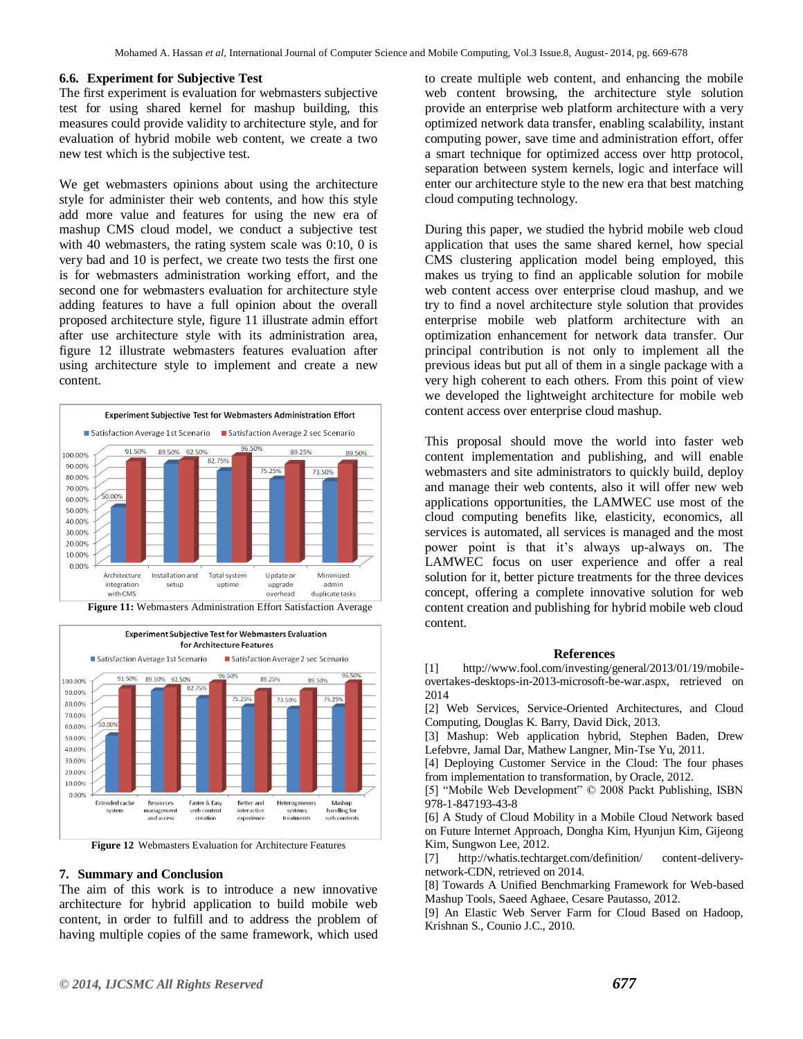### 6.6. Experiment for Subjective Test

The first experiment is evaluation for webmasters subjective test for using shared kernel for mashup building, this measures could provide validity to architecture style, and for evaluation of hybrid mobile web content, we create a two new test which is the subjective test.

We get webmasters opinions about using the architecture style for administer their web contents, and how this style add more value and features for using the new era of mashup CMS cloud model, we conduct a subjective test with 40 webmasters, the rating system scale was 0:10, 0 is very bad and 10 is perfect, we create two tests the first one is for webmasters administration working effort, and the second one for webmasters evaluation for architecture style adding features to have a full opinion about the overall proposed architecture style, figure 11 illustrate admin effort after use architecture style with its administration area, figure 12 illustrate webmasters features evaluation after using architecture style to implement and create a new content.

**Experiment Subjective Test for Webmasters Administration Effort**

| | Architecture integration with CMS | Installation and setup | Total system uptime | Update or upgrade overhead | Minimized admin duplicate tasks |
|---|---|---|---|---|---|
| Satisfaction Average 1st Scenario | 50.00% | 89.50% | 82.75% | 75.25% | 73.50% |
| Satisfaction Average 2 sec Scenario | 91.50% | 92.50% | 96.50% | 89.25% | 89.50% |

**Figure 11:** Webmasters Administration Effort Satisfaction Average

**Experiment Subjective Test for Webmasters Evaluation for Architecture Features**

| | Extended cache system | Resources management and access | Faster & Easy web content creation | Better and interactive experience | Heterogeneous systems treatments | Mashup handling for web contents |
|---|---|---|---|---|---|---|
| Satisfaction Average 1st Scenario | 50.00% | 89.50% | 82.75% | 75.25% | 73.50% | 75.25% |
| Satisfaction Average 2 sec Scenario | 91.50% | 92.50% | 96.50% | 89.25% | 89.50% | 96.50% |

**Figure 12** Webmasters Evaluation for Architecture Features

## 7. Summary and Conclusion

The aim of this work is to introduce a new innovative architecture for hybrid application to build mobile web content, in order to fulfill and to address the problem of having multiple copies of the same framework, which used to create multiple web content, and enhancing the mobile web content browsing, the architecture style solution provide an enterprise web platform architecture with a very optimized network data transfer, enabling scalability, instant computing power, save time and administration effort, offer a smart technique for optimized access over http protocol, separation between system kernels, logic and interface will enter our architecture style to the new era that best matching cloud computing technology.

During this paper, we studied the hybrid mobile web cloud application that uses the same shared kernel, how special CMS clustering application model being employed, this makes us trying to find an applicable solution for mobile web content access over enterprise cloud mashup, and we try to find a novel architecture style solution that provides enterprise mobile web platform architecture with an optimization enhancement for network data transfer. Our principal contribution is not only to implement all the previous ideas but put all of them in a single package with a very high coherent to each others. From this point of view we developed the lightweight architecture for mobile web content access over enterprise cloud mashup.

This proposal should move the world into faster web content implementation and publishing, and will enable webmasters and site administrators to quickly build, deploy and manage their web contents, also it will offer new web applications opportunities, the LAMWEC use most of the cloud computing benefits like, elasticity, economics, all services is automated, all services is managed and the most power point is that it's always up-always on. The LAMWEC focus on user experience and offer a real solution for it, better picture treatments for the three devices concept, offering a complete innovative solution for web content creation and publishing for hybrid mobile web cloud content.

## References

[1] http://www.fool.com/investing/general/2013/01/19/mobile-overtakes-desktops-in-2013-microsoft-be-war.aspx, retrieved on 2014

[2] Web Services, Service-Oriented Architectures, and Cloud Computing, Douglas K. Barry, David Dick, 2013.

[3] Mashup: Web application hybrid, Stephen Baden, Drew Lefebvre, Jamal Dar, Mathew Langner, Min-Tse Yu, 2011.

[4] Deploying Customer Service in the Cloud: The four phases from implementation to transformation, by Oracle, 2012.

[5] "Mobile Web Development" © 2008 Packt Publishing, ISBN 978-1-847193-43-8

[6] A Study of Cloud Mobility in a Mobile Cloud Network based on Future Internet Approach, Dongha Kim, Hyunjun Kim, Gijeong Kim, Sungwon Lee, 2012.

[7] http://whatis.techtarget.com/definition/ content-delivery-network-CDN, retrieved on 2014.

[8] Towards A Unified Benchmarking Framework for Web-based Mashup Tools, Saeed Aghaee, Cesare Pautasso, 2012.

[9] An Elastic Web Server Farm for Cloud Based on Hadoop, Krishnan S., Counio J.C., 2010.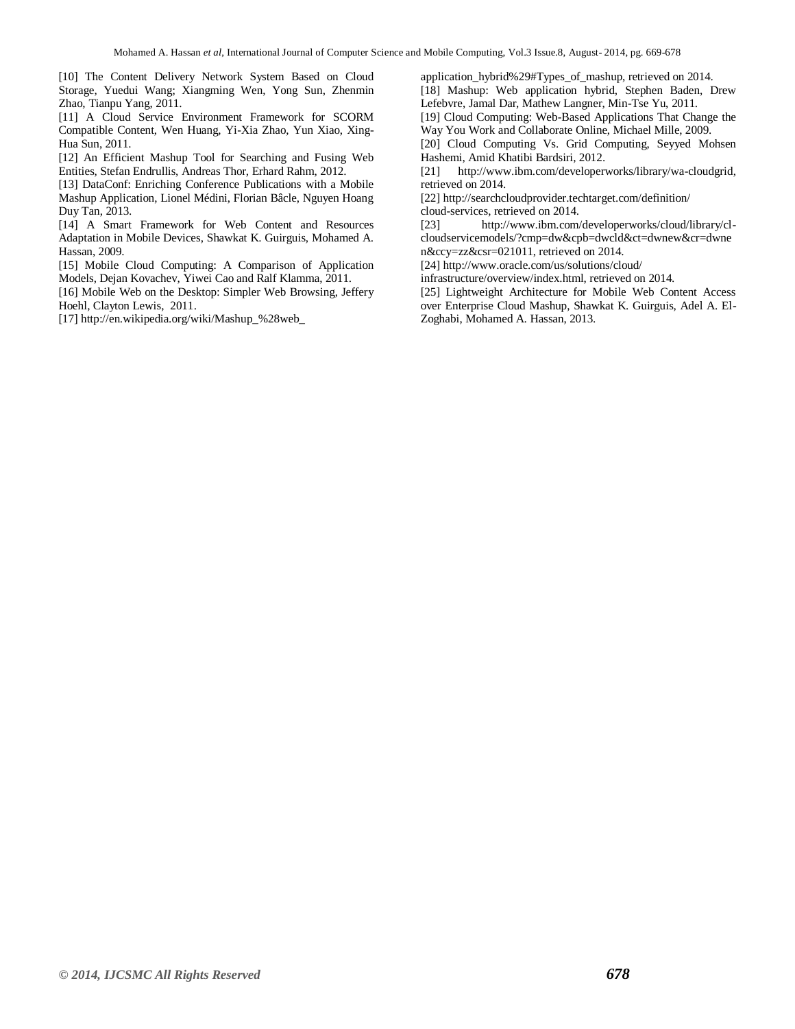[10] The Content Delivery Network System Based on Cloud Storage, Yuedui Wang; Xiangming Wen, Yong Sun, Zhenmin Zhao, Tianpu Yang, 2011.

[11] A Cloud Service Environment Framework for SCORM Compatible Content, Wen Huang, Yi-Xia Zhao, Yun Xiao, Xing-Hua Sun, 2011.

[12] An Efficient Mashup Tool for Searching and Fusing Web Entities, Stefan Endrullis, Andreas Thor, Erhard Rahm, 2012.

[13] DataConf: Enriching Conference Publications with a Mobile Mashup Application, Lionel Médini, Florian Bâcle, Nguyen Hoang Duy Tan, 2013.

[14] A Smart Framework for Web Content and Resources Adaptation in Mobile Devices, Shawkat K. Guirguis, Mohamed A. Hassan, 2009.

[15] Mobile Cloud Computing: A Comparison of Application Models, Dejan Kovachev, Yiwei Cao and Ralf Klamma, 2011.

[16] Mobile Web on the Desktop: Simpler Web Browsing, Jeffery Hoehl, Clayton Lewis, 2011.

[17] http://en.wikipedia.org/wiki/Mashup_%28web_application_hybrid%29#Types_of_mashup, retrieved on 2014.

[18] Mashup: Web application hybrid, Stephen Baden, Drew Lefebvre, Jamal Dar, Mathew Langner, Min-Tse Yu, 2011.

[19] Cloud Computing: Web-Based Applications That Change the Way You Work and Collaborate Online, Michael Mille, 2009.

[20] Cloud Computing Vs. Grid Computing, Seyyed Mohsen Hashemi, Amid Khatibi Bardsiri, 2012.

[21] http://www.ibm.com/developerworks/library/wa-cloudgrid, retrieved on 2014.

[22] http://searchcloudprovider.techtarget.com/definition/cloud-services, retrieved on 2014.

[23] http://www.ibm.com/developerworks/cloud/library/cl-cloudservicemodels/?cmp=dw&cpb=dwcld&ct=dwnew&cr=dwnen&ccy=zz&csr=021011, retrieved on 2014.

[24] http://www.oracle.com/us/solutions/cloud/infrastructure/overview/index.html, retrieved on 2014.

[25] Lightweight Architecture for Mobile Web Content Access over Enterprise Cloud Mashup, Shawkat K. Guirguis, Adel A. El-Zoghabi, Mohamed A. Hassan, 2013.